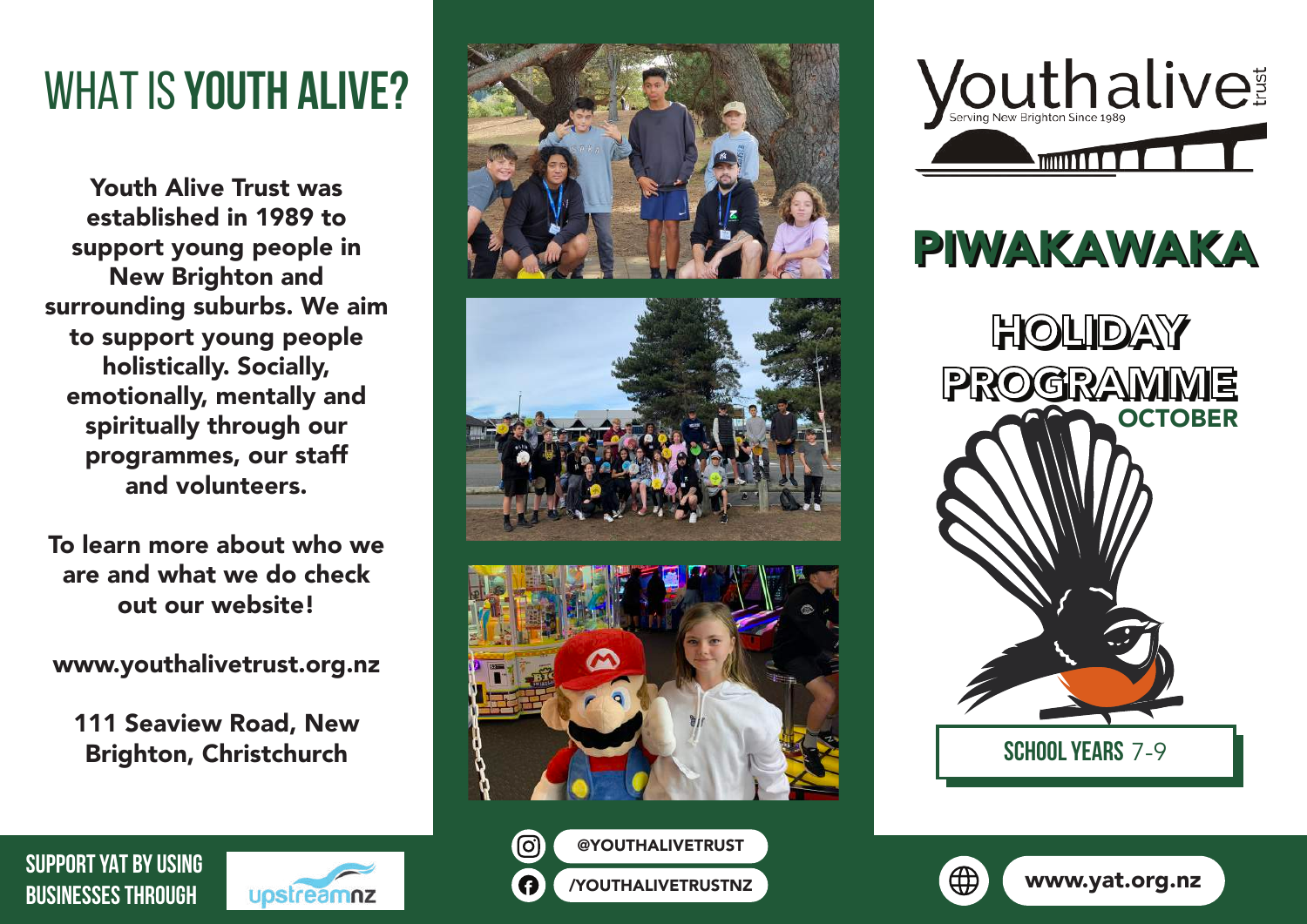# WHAT IS **YOUTH ALIVE?**

**Youth Alive Trust was established in 1989 to support young people in New Brighton and surrounding suburbs. We aim to support young people holistically. Socially, emotionally, mentally and spiritually through our programmes, our staff and volunteers.**

**To learn more about who we are and what we do check out our website!**

**www.youthalivetrust.org.nz**

**111 Seaview Road, New Brighton, Christchurch**

SUPPORT YAT BY USING BUSINESSES THROUGH upstreamnz

@YOUTHALIVETRUST

/YOUTHALIVETRUSTNZ

Youth alive trust

Serving New Brighton Since 1989

# PIWAKAWAKA

## HOLIDAY PROGRAMME

**OCTOBER**

SCHOOL YEARS 7-9

**www.yat.org.nz**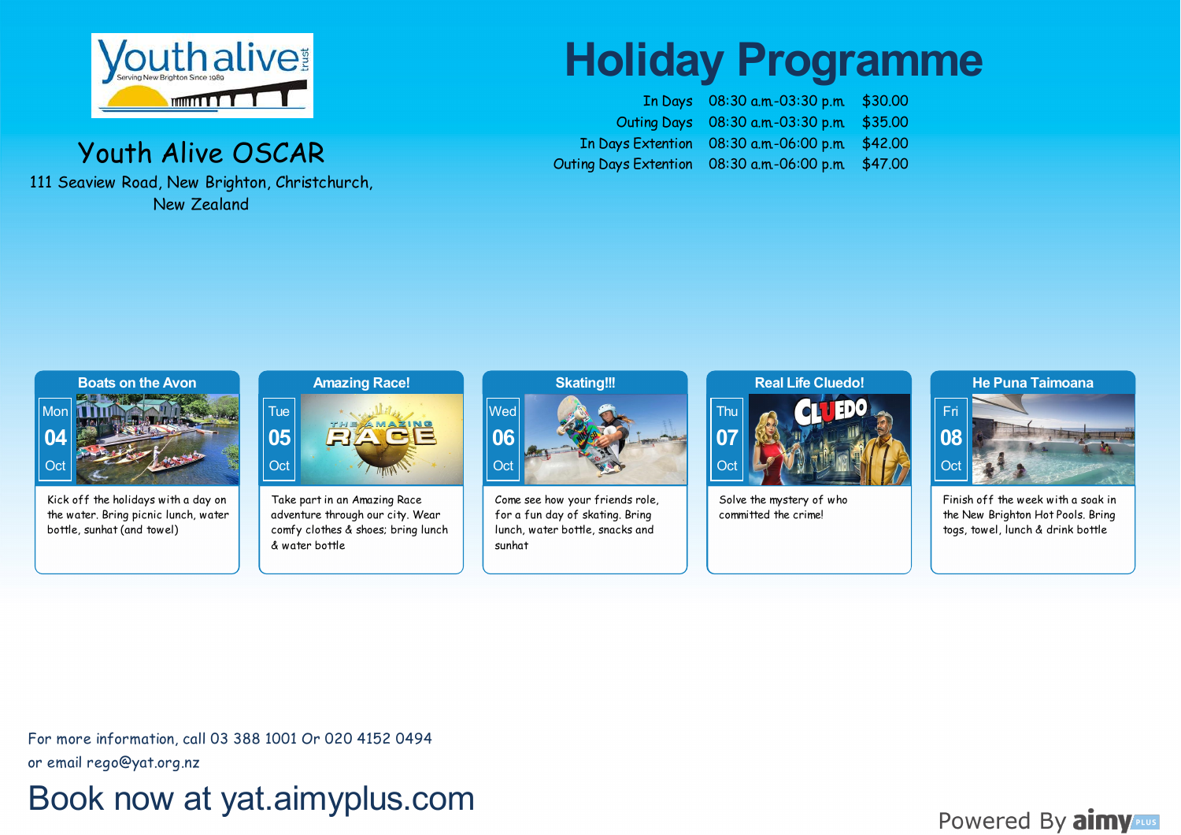# Holiday Programme

| | | |
|---|---|---|
| In Days | 08:30 a.m.-03:30 p.m. | $30.00 |
| Outing Days | 08:30 a.m.-03:30 p.m. | $35.00 |
| In Days Extention | 08:30 a.m.-06:00 p.m. | $42.00 |
| Outing Days Extention | 08:30 a.m.-06:00 p.m. | $47.00 |

## Youth Alive OSCAR

111 Seaview Road, New Brighton, Christchurch, New Zealand

### Boats on the Avon

Mon 04 Oct

Kick off the holidays with a day on the water. Bring picnic lunch, water bottle, sunhat (and towel)

### Amazing Race!

Tue 05 Oct

Take part in an Amazing Race adventure through our city. Wear comfy clothes & shoes; bring lunch & water bottle

### Skating!!!

Wed 06 Oct

Come see how your friends role, for a fun day of skating. Bring lunch, water bottle, snacks and sunhat

### Real Life Cluedo!

Thu 07 Oct

Solve the mystery of who committed the crime!

### He Puna Taimoana

Fri 08 Oct

Finish off the week with a soak in the New Brighton Hot Pools. Bring togs, towel, lunch & drink bottle

For more information, call 03 388 1001 Or 020 4152 0494
or email rego@yat.org.nz

## Book now at yat.aimyplus.com

Powered By aimy PLUS